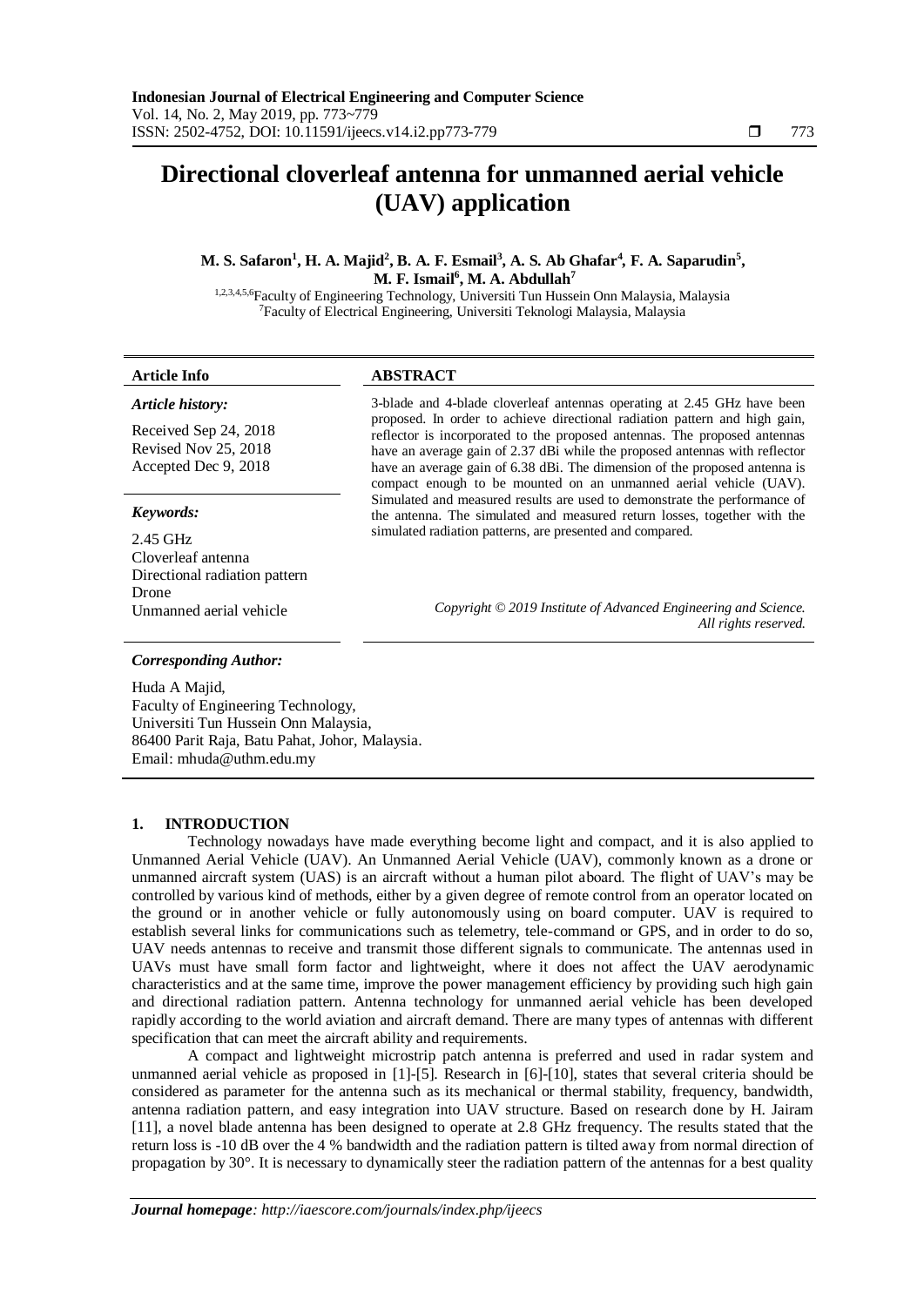# Directional cloverleaf antenna for unmanned aerial vehicle (UAV) application

**M. S. Safaron[1], H. A. Majid[2], B. A. F. Esmail[3], A. S. Ab Ghafar[4], F. A. Saparudin[5], M. F. Ismail[6], M. A. Abdullah[7]**

[1,2,3,4,5,6]Faculty of Engineering Technology, Universiti Tun Hussein Onn Malaysia, Malaysia
[7]Faculty of Electrical Engineering, Universiti Teknologi Malaysia, Malaysia

| **Article Info** | **ABSTRACT** |
|---|---|
| ***Article history:*** <br> Received Sep 24, 2018 <br> Revised Nov 25, 2018 <br> Accepted Dec 9, 2018 <br><br> ***Keywords:*** <br> 2.45 GHz <br> Cloverleaf antenna <br> Directional radiation pattern <br> Drone <br> Unmanned aerial vehicle | 3-blade and 4-blade cloverleaf antennas operating at 2.45 GHz have been proposed. In order to achieve directional radiation pattern and high gain, reflector is incorporated to the proposed antennas. The proposed antennas have an average gain of 2.37 dBi while the proposed antennas with reflector have an average gain of 6.38 dBi. The dimension of the proposed antenna is compact enough to be mounted on an unmanned aerial vehicle (UAV). Simulated and measured results are used to demonstrate the performance of the antenna. The simulated and measured return losses, together with the simulated radiation patterns, are presented and compared. <br><br> *Copyright © 2019 Institute of Advanced Engineering and Science. All rights reserved.* |

***Corresponding Author:***

Huda A Majid,
Faculty of Engineering Technology,
Universiti Tun Hussein Onn Malaysia,
86400 Parit Raja, Batu Pahat, Johor, Malaysia.
Email: mhuda@uthm.edu.my

## 1. INTRODUCTION

Technology nowadays have made everything become light and compact, and it is also applied to Unmanned Aerial Vehicle (UAV). An Unmanned Aerial Vehicle (UAV), commonly known as a drone or unmanned aircraft system (UAS) is an aircraft without a human pilot aboard. The flight of UAV's may be controlled by various kind of methods, either by a given degree of remote control from an operator located on the ground or in another vehicle or fully autonomously using on board computer. UAV is required to establish several links for communications such as telemetry, tele-command or GPS, and in order to do so, UAV needs antennas to receive and transmit those different signals to communicate. The antennas used in UAVs must have small form factor and lightweight, where it does not affect the UAV aerodynamic characteristics and at the same time, improve the power management efficiency by providing such high gain and directional radiation pattern. Antenna technology for unmanned aerial vehicle has been developed rapidly according to the world aviation and aircraft demand. There are many types of antennas with different specification that can meet the aircraft ability and requirements.

A compact and lightweight microstrip patch antenna is preferred and used in radar system and unmanned aerial vehicle as proposed in [1]-[5]. Research in [6]-[10], states that several criteria should be considered as parameter for the antenna such as its mechanical or thermal stability, frequency, bandwidth, antenna radiation pattern, and easy integration into UAV structure. Based on research done by H. Jairam [11], a novel blade antenna has been designed to operate at 2.8 GHz frequency. The results stated that the return loss is -10 dB over the 4 % bandwidth and the radiation pattern is tilted away from normal direction of propagation by 30°. It is necessary to dynamically steer the radiation pattern of the antennas for a best quality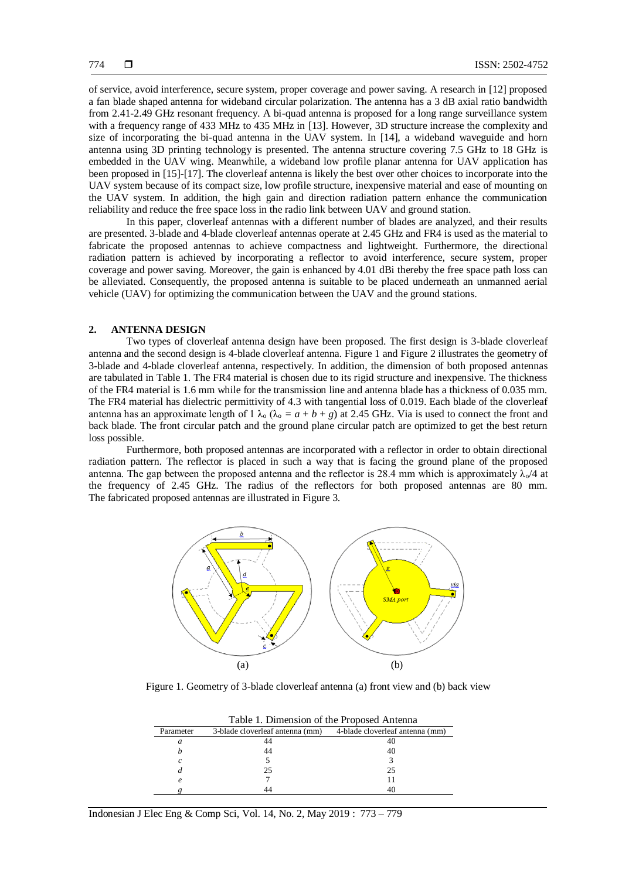of service, avoid interference, secure system, proper coverage and power saving. A research in [12] proposed a fan blade shaped antenna for wideband circular polarization. The antenna has a 3 dB axial ratio bandwidth from 2.41-2.49 GHz resonant frequency. A bi-quad antenna is proposed for a long range surveillance system with a frequency range of 433 MHz to 435 MHz in [13]. However, 3D structure increase the complexity and size of incorporating the bi-quad antenna in the UAV system. In [14], a wideband waveguide and horn antenna using 3D printing technology is presented. The antenna structure covering 7.5 GHz to 18 GHz is embedded in the UAV wing. Meanwhile, a wideband low profile planar antenna for UAV application has been proposed in [15]-[17]. The cloverleaf antenna is likely the best over other choices to incorporate into the UAV system because of its compact size, low profile structure, inexpensive material and ease of mounting on the UAV system. In addition, the high gain and direction radiation pattern enhance the communication reliability and reduce the free space loss in the radio link between UAV and ground station.

In this paper, cloverleaf antennas with a different number of blades are analyzed, and their results are presented. 3-blade and 4-blade cloverleaf antennas operate at 2.45 GHz and FR4 is used as the material to fabricate the proposed antennas to achieve compactness and lightweight. Furthermore, the directional radiation pattern is achieved by incorporating a reflector to avoid interference, secure system, proper coverage and power saving. Moreover, the gain is enhanced by 4.01 dBi thereby the free space path loss can be alleviated. Consequently, the proposed antenna is suitable to be placed underneath an unmanned aerial vehicle (UAV) for optimizing the communication between the UAV and the ground stations.

## 2. ANTENNA DESIGN

Two types of cloverleaf antenna design have been proposed. The first design is 3-blade cloverleaf antenna and the second design is 4-blade cloverleaf antenna. Figure 1 and Figure 2 illustrates the geometry of 3-blade and 4-blade cloverleaf antenna, respectively. In addition, the dimension of both proposed antennas are tabulated in Table 1. The FR4 material is chosen due to its rigid structure and inexpensive. The thickness of the FR4 material is 1.6 mm while for the transmission line and antenna blade has a thickness of 0.035 mm. The FR4 material has dielectric permittivity of 4.3 with tangential loss of 0.019. Each blade of the cloverleaf antenna has an approximate length of 1 $\lambda_o$ ($\lambda_o = a + b + g$) at 2.45 GHz. Via is used to connect the front and back blade. The front circular patch and the ground plane circular patch are optimized to get the best return loss possible.

Furthermore, both proposed antennas are incorporated with a reflector in order to obtain directional radiation pattern. The reflector is placed in such a way that is facing the ground plane of the proposed antenna. The gap between the proposed antenna and the reflector is 28.4 mm which is approximately $\lambda_o/4$ at the frequency of 2.45 GHz. The radius of the reflectors for both proposed antennas are 80 mm. The fabricated proposed antennas are illustrated in Figure 3.

Figure 1. Geometry of 3-blade cloverleaf antenna (a) front view and (b) back view

Table 1. Dimension of the Proposed Antenna

| Parameter | 3-blade cloverleaf antenna (mm) | 4-blade cloverleaf antenna (mm) |
|---|---|---|
| *a* | 44 | 40 |
| *b* | 44 | 40 |
| *c* | 5 | 3 |
| *d* | 25 | 25 |
| *e* | 7 | 11 |
| *g* | 44 | 40 |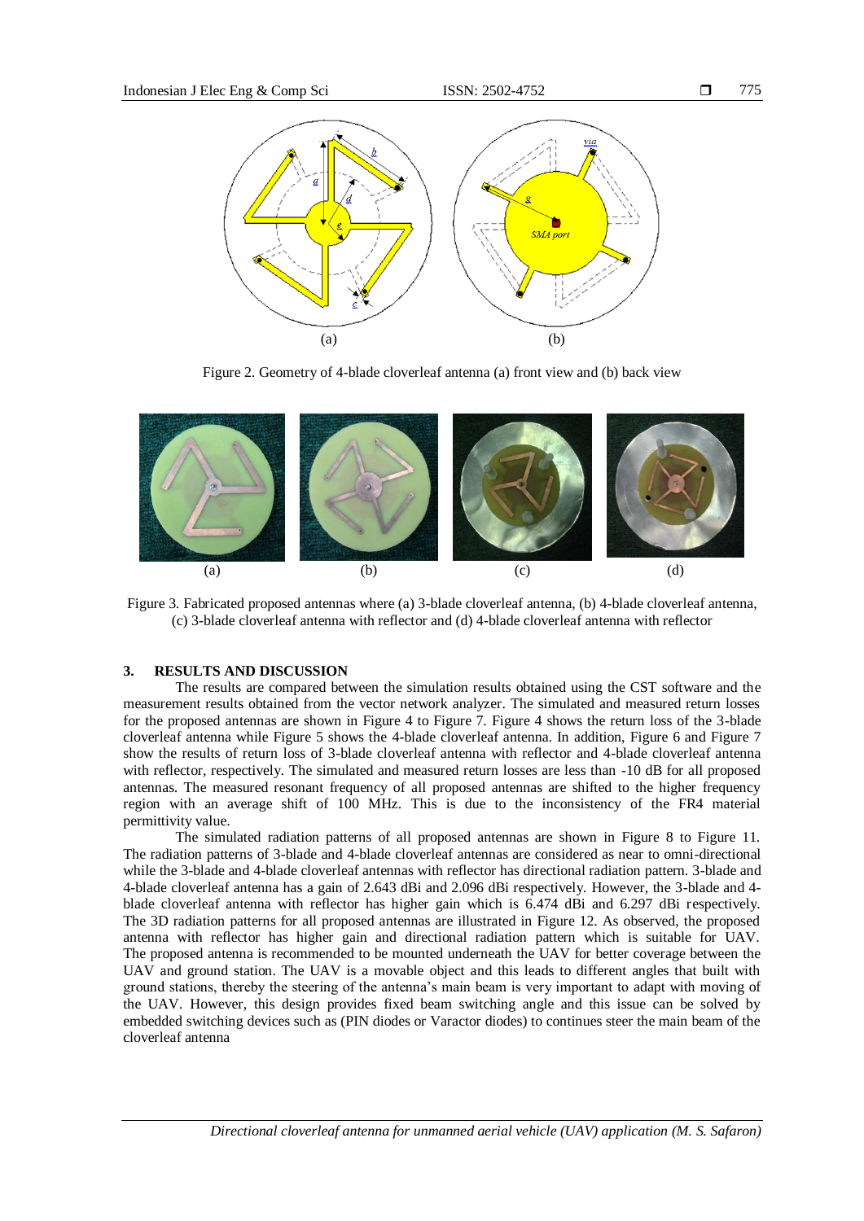Figure 2. Geometry of 4-blade cloverleaf antenna (a) front view and (b) back view

Figure 3. Fabricated proposed antennas where (a) 3-blade cloverleaf antenna, (b) 4-blade cloverleaf antenna, (c) 3-blade cloverleaf antenna with reflector and (d) 4-blade cloverleaf antenna with reflector

## 3. RESULTS AND DISCUSSION

The results are compared between the simulation results obtained using the CST software and the measurement results obtained from the vector network analyzer. The simulated and measured return losses for the proposed antennas are shown in Figure 4 to Figure 7. Figure 4 shows the return loss of the 3-blade cloverleaf antenna while Figure 5 shows the 4-blade cloverleaf antenna. In addition, Figure 6 and Figure 7 show the results of return loss of 3-blade cloverleaf antenna with reflector and 4-blade cloverleaf antenna with reflector, respectively. The simulated and measured return losses are less than -10 dB for all proposed antennas. The measured resonant frequency of all proposed antennas are shifted to the higher frequency region with an average shift of 100 MHz. This is due to the inconsistency of the FR4 material permittivity value.

The simulated radiation patterns of all proposed antennas are shown in Figure 8 to Figure 11. The radiation patterns of 3-blade and 4-blade cloverleaf antennas are considered as near to omni-directional while the 3-blade and 4-blade cloverleaf antennas with reflector has directional radiation pattern. 3-blade and 4-blade cloverleaf antenna has a gain of 2.643 dBi and 2.096 dBi respectively. However, the 3-blade and 4-blade cloverleaf antenna with reflector has higher gain which is 6.474 dBi and 6.297 dBi respectively. The 3D radiation patterns for all proposed antennas are illustrated in Figure 12. As observed, the proposed antenna with reflector has higher gain and directional radiation pattern which is suitable for UAV. The proposed antenna is recommended to be mounted underneath the UAV for better coverage between the UAV and ground station. The UAV is a movable object and this leads to different angles that built with ground stations, thereby the steering of the antenna's main beam is very important to adapt with moving of the UAV. However, this design provides fixed beam switching angle and this issue can be solved by embedded switching devices such as (PIN diodes or Varactor diodes) to continues steer the main beam of the cloverleaf antenna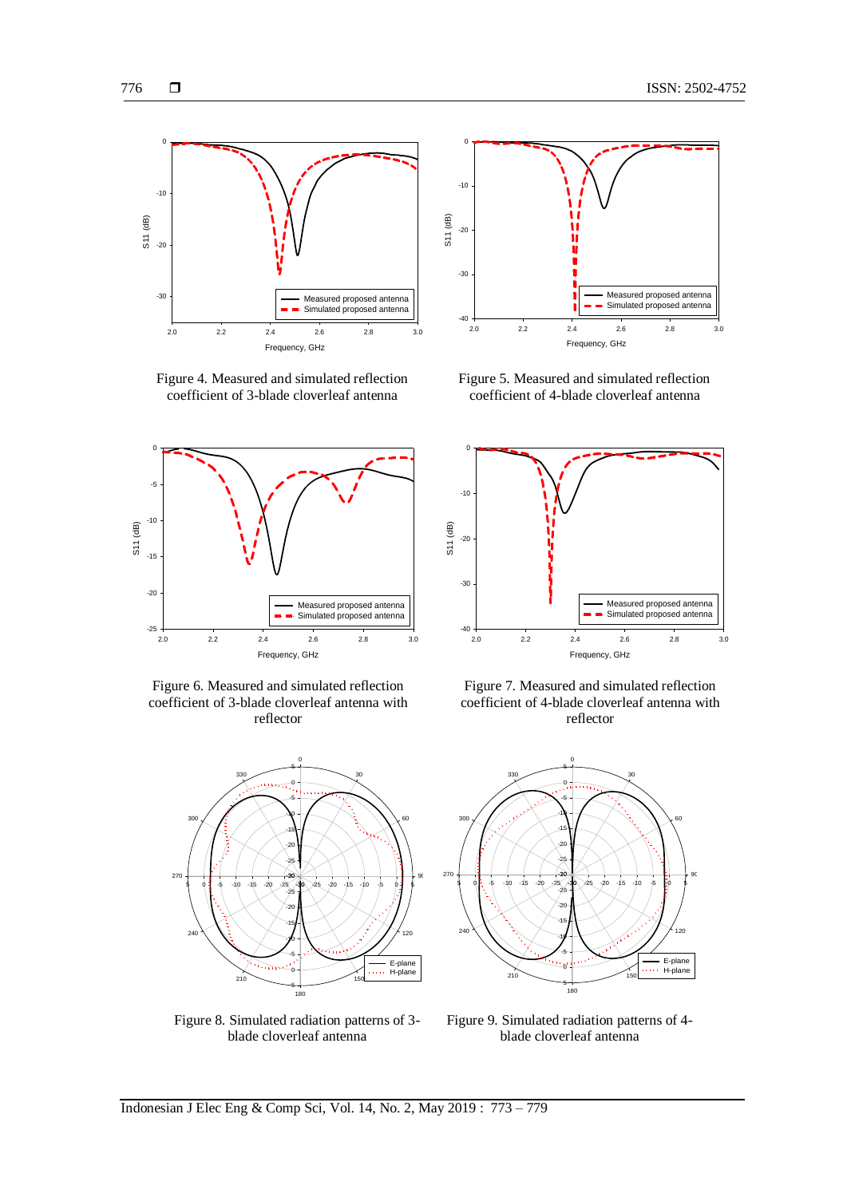Figure 4. Measured and simulated reflection coefficient of 3-blade cloverleaf antenna

Figure 5. Measured and simulated reflection coefficient of 4-blade cloverleaf antenna

Figure 6. Measured and simulated reflection coefficient of 3-blade cloverleaf antenna with reflector

Figure 7. Measured and simulated reflection coefficient of 4-blade cloverleaf antenna with reflector

Figure 8. Simulated radiation patterns of 3-blade cloverleaf antenna

Figure 9. Simulated radiation patterns of 4-blade cloverleaf antenna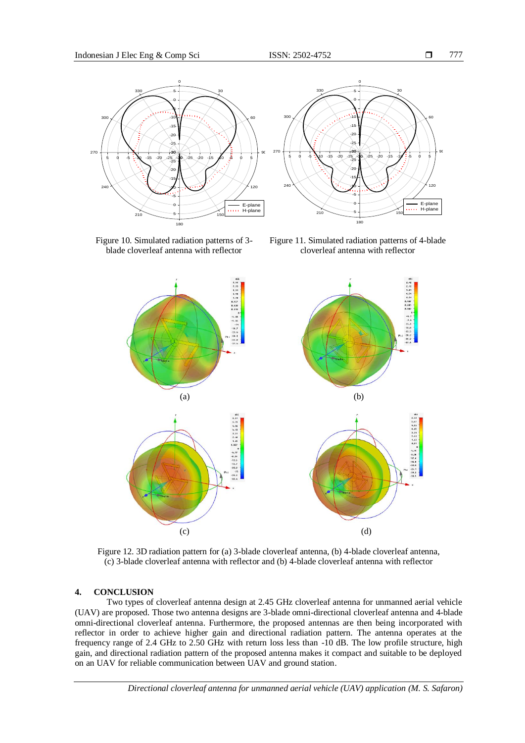Figure 10. Simulated radiation patterns of 3-blade cloverleaf antenna with reflector

Figure 11. Simulated radiation patterns of 4-blade cloverleaf antenna with reflector

Figure 12. 3D radiation pattern for (a) 3-blade cloverleaf antenna, (b) 4-blade cloverleaf antenna, (c) 3-blade cloverleaf antenna with reflector and (b) 4-blade cloverleaf antenna with reflector

## 4. CONCLUSION

Two types of cloverleaf antenna design at 2.45 GHz cloverleaf antenna for unmanned aerial vehicle (UAV) are proposed. Those two antenna designs are 3-blade omni-directional cloverleaf antenna and 4-blade omni-directional cloverleaf antenna. Furthermore, the proposed antennas are then being incorporated with reflector in order to achieve higher gain and directional radiation pattern. The antenna operates at the frequency range of 2.4 GHz to 2.50 GHz with return loss less than -10 dB. The low profile structure, high gain, and directional radiation pattern of the proposed antenna makes it compact and suitable to be deployed on an UAV for reliable communication between UAV and ground station.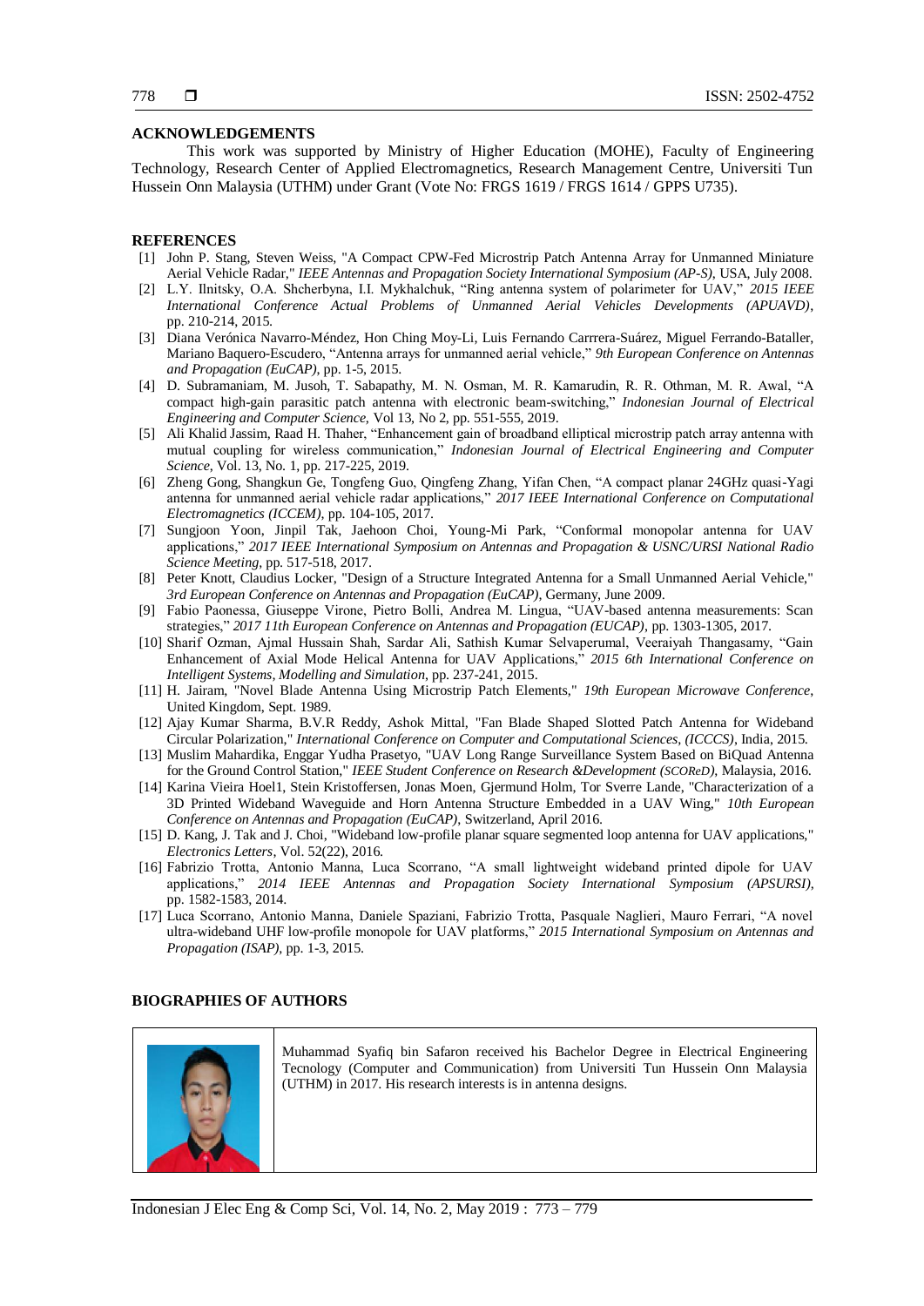## ACKNOWLEDGEMENTS

This work was supported by Ministry of Higher Education (MOHE), Faculty of Engineering Technology, Research Center of Applied Electromagnetics, Research Management Centre, Universiti Tun Hussein Onn Malaysia (UTHM) under Grant (Vote No: FRGS 1619 / FRGS 1614 / GPPS U735).

## REFERENCES

[1] John P. Stang, Steven Weiss, "A Compact CPW-Fed Microstrip Patch Antenna Array for Unmanned Miniature Aerial Vehicle Radar," *IEEE Antennas and Propagation Society International Symposium (AP-S)*, USA, July 2008.

[2] L.Y. Ilnitsky, O.A. Shcherbyna, I.I. Mykhalchuk, "Ring antenna system of polarimeter for UAV," *2015 IEEE International Conference Actual Problems of Unmanned Aerial Vehicles Developments (APUAVD)*, pp. 210-214, 2015.

[3] Diana Verónica Navarro-Méndez, Hon Ching Moy-Li, Luis Fernando Carrrera-Suárez, Miguel Ferrando-Bataller, Mariano Baquero-Escudero, "Antenna arrays for unmanned aerial vehicle," *9th European Conference on Antennas and Propagation (EuCAP)*, pp. 1-5, 2015.

[4] D. Subramaniam, M. Jusoh, T. Sabapathy, M. N. Osman, M. R. Kamarudin, R. R. Othman, M. R. Awal, "A compact high-gain parasitic patch antenna with electronic beam-switching," *Indonesian Journal of Electrical Engineering and Computer Science,* Vol 13, No 2, pp. 551-555, 2019.

[5] Ali Khalid Jassim, Raad H. Thaher, "Enhancement gain of broadband elliptical microstrip patch array antenna with mutual coupling for wireless communication," *Indonesian Journal of Electrical Engineering and Computer Science*, Vol. 13, No. 1, pp. 217-225, 2019.

[6] Zheng Gong, Shangkun Ge, Tongfeng Guo, Qingfeng Zhang, Yifan Chen, "A compact planar 24GHz quasi-Yagi antenna for unmanned aerial vehicle radar applications," *2017 IEEE International Conference on Computational Electromagnetics (ICCEM)*, pp. 104-105, 2017.

[7] Sungjoon Yoon, Jinpil Tak, Jaehoon Choi, Young-Mi Park, "Conformal monopolar antenna for UAV applications," *2017 IEEE International Symposium on Antennas and Propagation & USNC/URSI National Radio Science Meeting*, pp. 517-518, 2017.

[8] Peter Knott, Claudius Locker, "Design of a Structure Integrated Antenna for a Small Unmanned Aerial Vehicle," *3rd European Conference on Antennas and Propagation (EuCAP)*, Germany, June 2009.

[9] Fabio Paonessa, Giuseppe Virone, Pietro Bolli, Andrea M. Lingua, "UAV-based antenna measurements: Scan strategies," *2017 11th European Conference on Antennas and Propagation (EUCAP)*, pp. 1303-1305, 2017.

[10] Sharif Ozman, Ajmal Hussain Shah, Sardar Ali, Sathish Kumar Selvaperumal, Veeraiyah Thangasamy, "Gain Enhancement of Axial Mode Helical Antenna for UAV Applications," *2015 6th International Conference on Intelligent Systems, Modelling and Simulation*, pp. 237-241, 2015.

[11] H. Jairam, "Novel Blade Antenna Using Microstrip Patch Elements," *19th European Microwave Conference*, United Kingdom, Sept. 1989.

[12] Ajay Kumar Sharma, B.V.R Reddy, Ashok Mittal, "Fan Blade Shaped Slotted Patch Antenna for Wideband Circular Polarization," *International Conference on Computer and Computational Sciences, (ICCCS)*, India, 2015.

[13] Muslim Mahardika, Enggar Yudha Prasetyo, "UAV Long Range Surveillance System Based on BiQuad Antenna for the Ground Control Station," *IEEE Student Conference on Research &Development (SCOReD)*, Malaysia, 2016.

[14] Karina Vieira Hoel1, Stein Kristoffersen, Jonas Moen, Gjermund Holm, Tor Sverre Lande, "Characterization of a 3D Printed Wideband Waveguide and Horn Antenna Structure Embedded in a UAV Wing," *10th European Conference on Antennas and Propagation (EuCAP)*, Switzerland, April 2016.

[15] D. Kang, J. Tak and J. Choi, "Wideband low-profile planar square segmented loop antenna for UAV applications," *Electronics Letters*, Vol. 52(22), 2016.

[16] Fabrizio Trotta, Antonio Manna, Luca Scorrano, "A small lightweight wideband printed dipole for UAV applications," *2014 IEEE Antennas and Propagation Society International Symposium (APSURSI)*, pp. 1582-1583, 2014.

[17] Luca Scorrano, Antonio Manna, Daniele Spaziani, Fabrizio Trotta, Pasquale Naglieri, Mauro Ferrari, "A novel ultra-wideband UHF low-profile monopole for UAV platforms," *2015 International Symposium on Antennas and Propagation (ISAP)*, pp. 1-3, 2015.

## BIOGRAPHIES OF AUTHORS

Muhammad Syafiq bin Safaron received his Bachelor Degree in Electrical Engineering Tecnology (Computer and Communication) from Universiti Tun Hussein Onn Malaysia (UTHM) in 2017. His research interests is in antenna designs.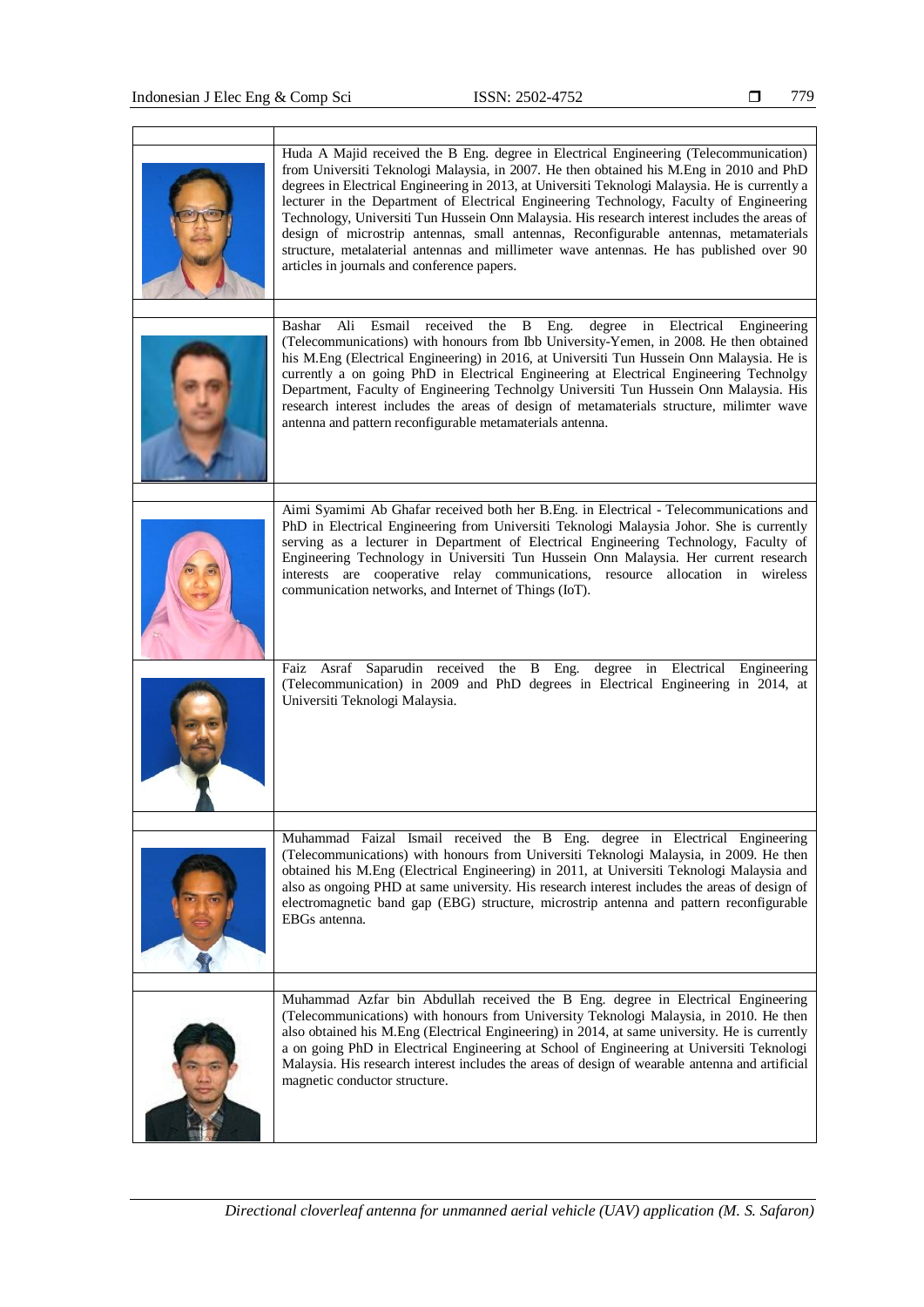Huda A Majid received the B Eng. degree in Electrical Engineering (Telecommunication) from Universiti Teknologi Malaysia, in 2007. He then obtained his M.Eng in 2010 and PhD degrees in Electrical Engineering in 2013, at Universiti Teknologi Malaysia. He is currently a lecturer in the Department of Electrical Engineering Technology, Faculty of Engineering Technology, Universiti Tun Hussein Onn Malaysia. His research interest includes the areas of design of microstrip antennas, small antennas, Reconfigurable antennas, metamaterials structure, metalaterial antennas and millimeter wave antennas. He has published over 90 articles in journals and conference papers.

Bashar Ali Esmail received the B Eng. degree in Electrical Engineering (Telecommunications) with honours from Ibb University-Yemen, in 2008. He then obtained his M.Eng (Electrical Engineering) in 2016, at Universiti Tun Hussein Onn Malaysia. He is currently a on going PhD in Electrical Engineering at Electrical Engineering Technolgy Department, Faculty of Engineering Technolgy Universiti Tun Hussein Onn Malaysia. His research interest includes the areas of design of metamaterials structure, milimter wave antenna and pattern reconfigurable metamaterials antenna.

Aimi Syamimi Ab Ghafar received both her B.Eng. in Electrical - Telecommunications and PhD in Electrical Engineering from Universiti Teknologi Malaysia Johor. She is currently serving as a lecturer in Department of Electrical Engineering Technology, Faculty of Engineering Technology in Universiti Tun Hussein Onn Malaysia. Her current research interests are cooperative relay communications, resource allocation in wireless communication networks, and Internet of Things (IoT).

Faiz Asraf Saparudin received the B Eng. degree in Electrical Engineering (Telecommunication) in 2009 and PhD degrees in Electrical Engineering in 2014, at Universiti Teknologi Malaysia.

Muhammad Faizal Ismail received the B Eng. degree in Electrical Engineering (Telecommunications) with honours from Universiti Teknologi Malaysia, in 2009. He then obtained his M.Eng (Electrical Engineering) in 2011, at Universiti Teknologi Malaysia and also as ongoing PHD at same university. His research interest includes the areas of design of electromagnetic band gap (EBG) structure, microstrip antenna and pattern reconfigurable EBGs antenna.

Muhammad Azfar bin Abdullah received the B Eng. degree in Electrical Engineering (Telecommunications) with honours from University Teknologi Malaysia, in 2010. He then also obtained his M.Eng (Electrical Engineering) in 2014, at same university. He is currently a on going PhD in Electrical Engineering at School of Engineering at Universiti Teknologi Malaysia. His research interest includes the areas of design of wearable antenna and artificial magnetic conductor structure.